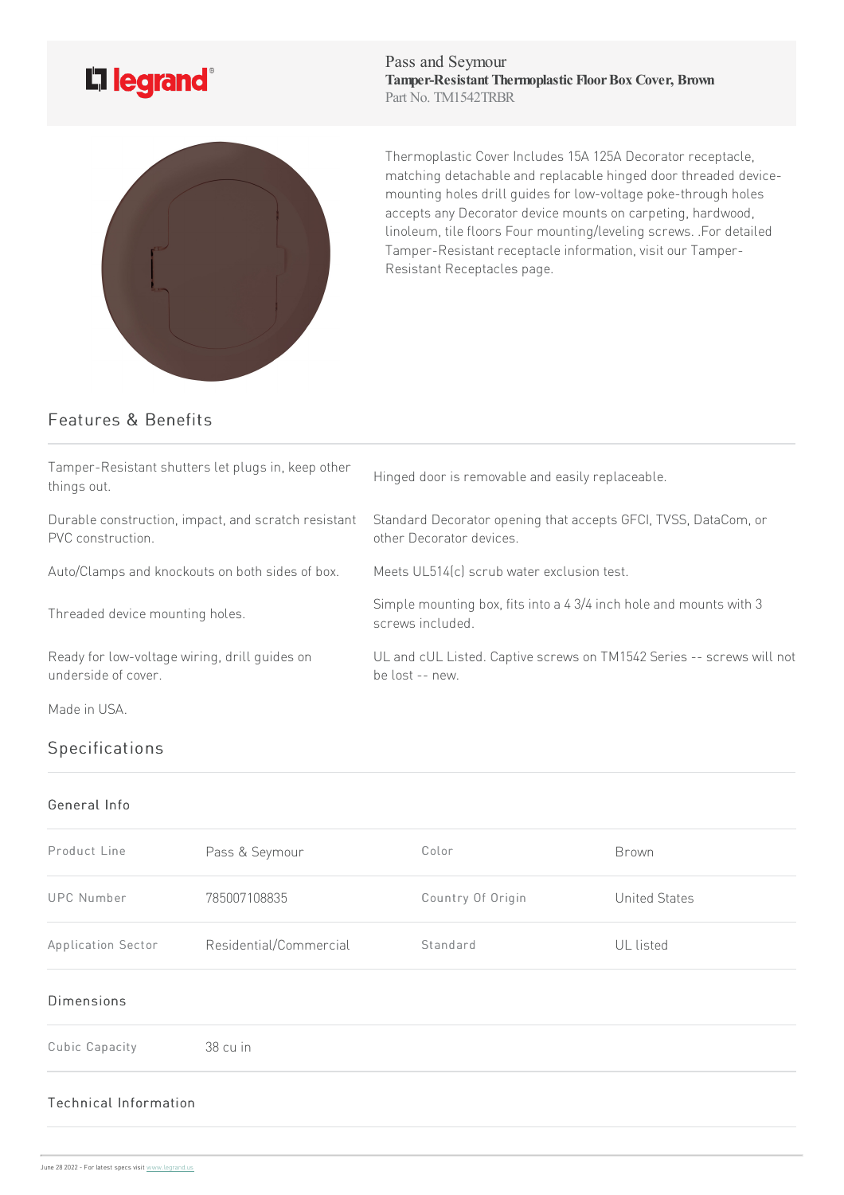Pass and Seymour
**Tamper-Resistant Thermoplastic Floor Box Cover, Brown**
Part No. TM1542TRBR

Thermoplastic Cover Includes 15A 125A Decorator receptacle, matching detachable and replacable hinged door threaded device-mounting holes drill guides for low-voltage poke-through holes accepts any Decorator device mounts on carpeting, hardwood, linoleum, tile floors Four mounting/leveling screws. .For detailed Tamper-Resistant receptacle information, visit our Tamper-Resistant Receptacles page.

## Features & Benefits

- Tamper-Resistant shutters let plugs in, keep other things out.
- Hinged door is removable and easily replaceable.
- Durable construction, impact, and scratch resistant PVC construction.
- Standard Decorator opening that accepts GFCI, TVSS, DataCom, or other Decorator devices.
- Auto/Clamps and knockouts on both sides of box.
- Meets UL514(c) scrub water exclusion test.
- Threaded device mounting holes.
- Simple mounting box, fits into a 4 3/4 inch hole and mounts with 3 screws included.
- Ready for low-voltage wiring, drill guides on underside of cover.
- UL and cUL Listed. Captive screws on TM1542 Series -- screws will not be lost -- new.
- Made in USA.

## Specifications

### General Info

| | | | |
|---|---|---|---|
| Product Line | Pass & Seymour | Color | Brown |
| UPC Number | 785007108835 | Country Of Origin | United States |
| Application Sector | Residential/Commercial | Standard | UL listed |

### Dimensions

| | |
|---|---|
| Cubic Capacity | 38 cu in |

### Technical Information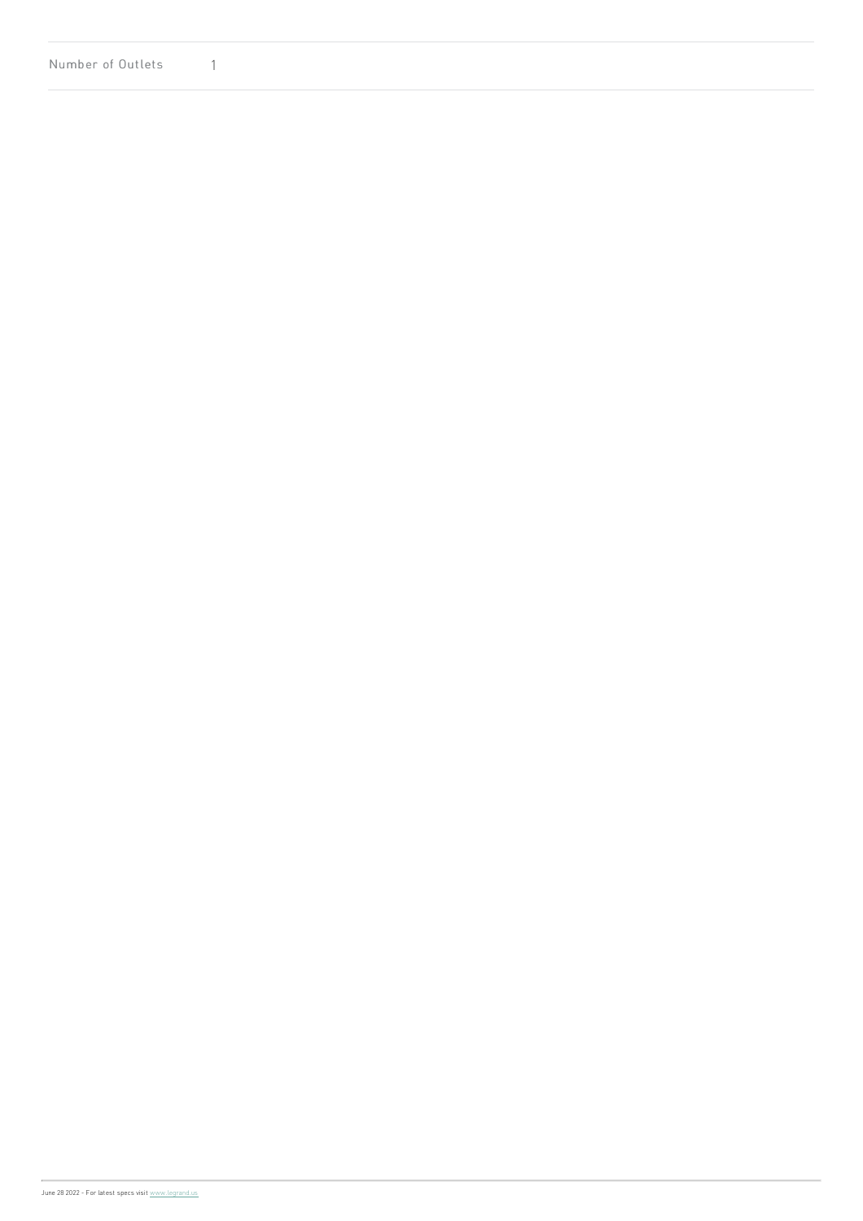| | |
|---|---|
| Number of Outlets | 1 |